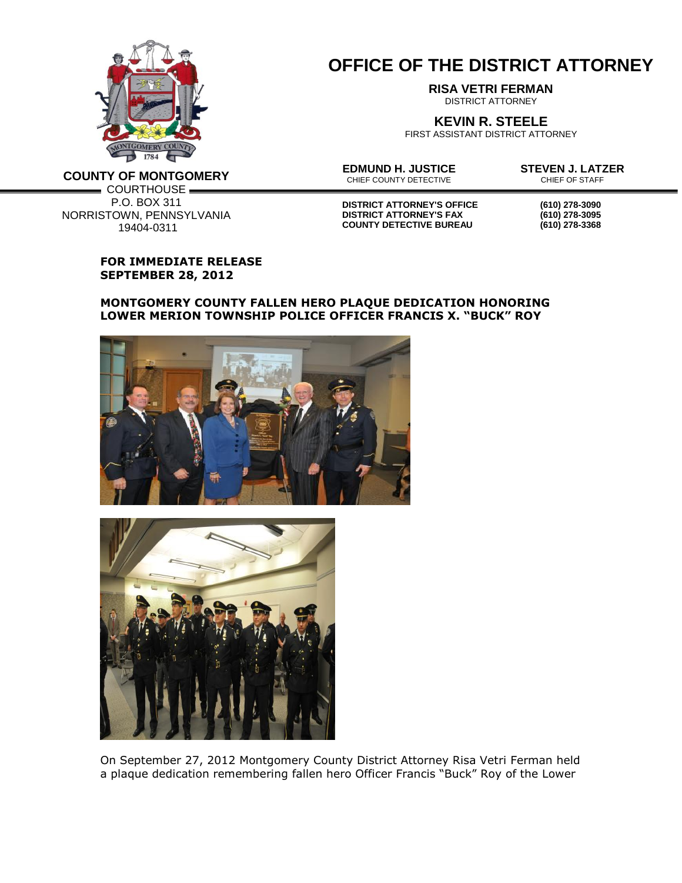**COUNTY OF MONTGOMERY**
COURTHOUSE
P.O. BOX 311
NORRISTOWN, PENNSYLVANIA
19404-0311

# OFFICE OF THE DISTRICT ATTORNEY

**RISA VETRI FERMAN**
DISTRICT ATTORNEY

**KEVIN R. STEELE**
FIRST ASSISTANT DISTRICT ATTORNEY

**EDMUND H. JUSTICE**
CHIEF COUNTY DETECTIVE

**STEVEN J. LATZER**
CHIEF OF STAFF

| | |
|---|---|
| **DISTRICT ATTORNEY'S OFFICE** | **(610) 278-3090** |
| **DISTRICT ATTORNEY'S FAX** | **(610) 278-3095** |
| **COUNTY DETECTIVE BUREAU** | **(610) 278-3368** |

**FOR IMMEDIATE RELEASE**
**SEPTEMBER 28, 2012**

**MONTGOMERY COUNTY FALLEN HERO PLAQUE DEDICATION HONORING LOWER MERION TOWNSHIP POLICE OFFICER FRANCIS X. "BUCK" ROY**

On September 27, 2012 Montgomery County District Attorney Risa Vetri Ferman held a plaque dedication remembering fallen hero Officer Francis "Buck" Roy of the Lower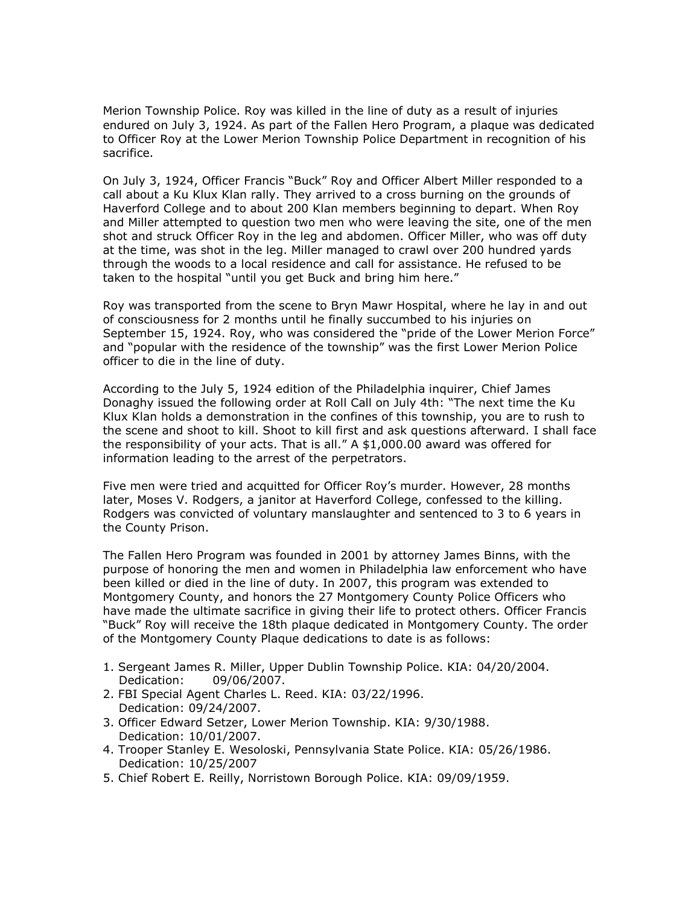Merion Township Police. Roy was killed in the line of duty as a result of injuries endured on July 3, 1924. As part of the Fallen Hero Program, a plaque was dedicated to Officer Roy at the Lower Merion Township Police Department in recognition of his sacrifice.

On July 3, 1924, Officer Francis "Buck" Roy and Officer Albert Miller responded to a call about a Ku Klux Klan rally. They arrived to a cross burning on the grounds of Haverford College and to about 200 Klan members beginning to depart. When Roy and Miller attempted to question two men who were leaving the site, one of the men shot and struck Officer Roy in the leg and abdomen. Officer Miller, who was off duty at the time, was shot in the leg. Miller managed to crawl over 200 hundred yards through the woods to a local residence and call for assistance. He refused to be taken to the hospital "until you get Buck and bring him here."

Roy was transported from the scene to Bryn Mawr Hospital, where he lay in and out of consciousness for 2 months until he finally succumbed to his injuries on September 15, 1924. Roy, who was considered the "pride of the Lower Merion Force" and "popular with the residence of the township" was the first Lower Merion Police officer to die in the line of duty.

According to the July 5, 1924 edition of the Philadelphia inquirer, Chief James Donaghy issued the following order at Roll Call on July 4th: "The next time the Ku Klux Klan holds a demonstration in the confines of this township, you are to rush to the scene and shoot to kill. Shoot to kill first and ask questions afterward. I shall face the responsibility of your acts. That is all." A $1,000.00 award was offered for information leading to the arrest of the perpetrators.

Five men were tried and acquitted for Officer Roy's murder. However, 28 months later, Moses V. Rodgers, a janitor at Haverford College, confessed to the killing. Rodgers was convicted of voluntary manslaughter and sentenced to 3 to 6 years in the County Prison.

The Fallen Hero Program was founded in 2001 by attorney James Binns, with the purpose of honoring the men and women in Philadelphia law enforcement who have been killed or died in the line of duty. In 2007, this program was extended to Montgomery County, and honors the 27 Montgomery County Police Officers who have made the ultimate sacrifice in giving their life to protect others. Officer Francis "Buck" Roy will receive the 18th plaque dedicated in Montgomery County. The order of the Montgomery County Plaque dedications to date is as follows:

1. Sergeant James R. Miller, Upper Dublin Township Police. KIA: 04/20/2004.
   Dedication: 09/06/2007.
2. FBI Special Agent Charles L. Reed. KIA: 03/22/1996.
   Dedication: 09/24/2007.
3. Officer Edward Setzer, Lower Merion Township. KIA: 9/30/1988.
   Dedication: 10/01/2007.
4. Trooper Stanley E. Wesoloski, Pennsylvania State Police. KIA: 05/26/1986.
   Dedication: 10/25/2007
5. Chief Robert E. Reilly, Norristown Borough Police. KIA: 09/09/1959.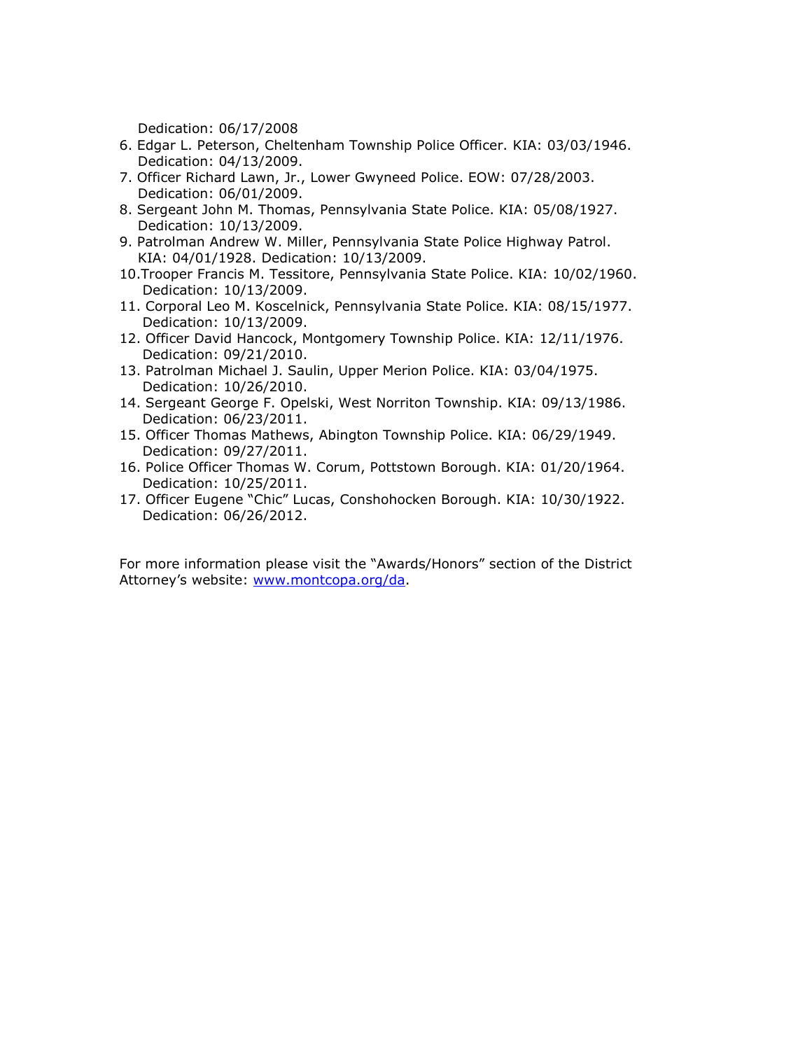Dedication: 06/17/2008

6. Edgar L. Peterson, Cheltenham Township Police Officer. KIA: 03/03/1946. Dedication: 04/13/2009.
7. Officer Richard Lawn, Jr., Lower Gwyneed Police. EOW: 07/28/2003. Dedication: 06/01/2009.
8. Sergeant John M. Thomas, Pennsylvania State Police. KIA: 05/08/1927. Dedication: 10/13/2009.
9. Patrolman Andrew W. Miller, Pennsylvania State Police Highway Patrol. KIA: 04/01/1928. Dedication: 10/13/2009.
10. Trooper Francis M. Tessitore, Pennsylvania State Police. KIA: 10/02/1960. Dedication: 10/13/2009.
11. Corporal Leo M. Koscelnick, Pennsylvania State Police. KIA: 08/15/1977. Dedication: 10/13/2009.
12. Officer David Hancock, Montgomery Township Police. KIA: 12/11/1976. Dedication: 09/21/2010.
13. Patrolman Michael J. Saulin, Upper Merion Police. KIA: 03/04/1975. Dedication: 10/26/2010.
14. Sergeant George F. Opelski, West Norriton Township. KIA: 09/13/1986. Dedication: 06/23/2011.
15. Officer Thomas Mathews, Abington Township Police. KIA: 06/29/1949. Dedication: 09/27/2011.
16. Police Officer Thomas W. Corum, Pottstown Borough. KIA: 01/20/1964. Dedication: 10/25/2011.
17. Officer Eugene "Chic" Lucas, Conshohocken Borough. KIA: 10/30/1922. Dedication: 06/26/2012.

For more information please visit the "Awards/Honors" section of the District Attorney's website: [www.montcopa.org/da](http://www.montcopa.org/da).